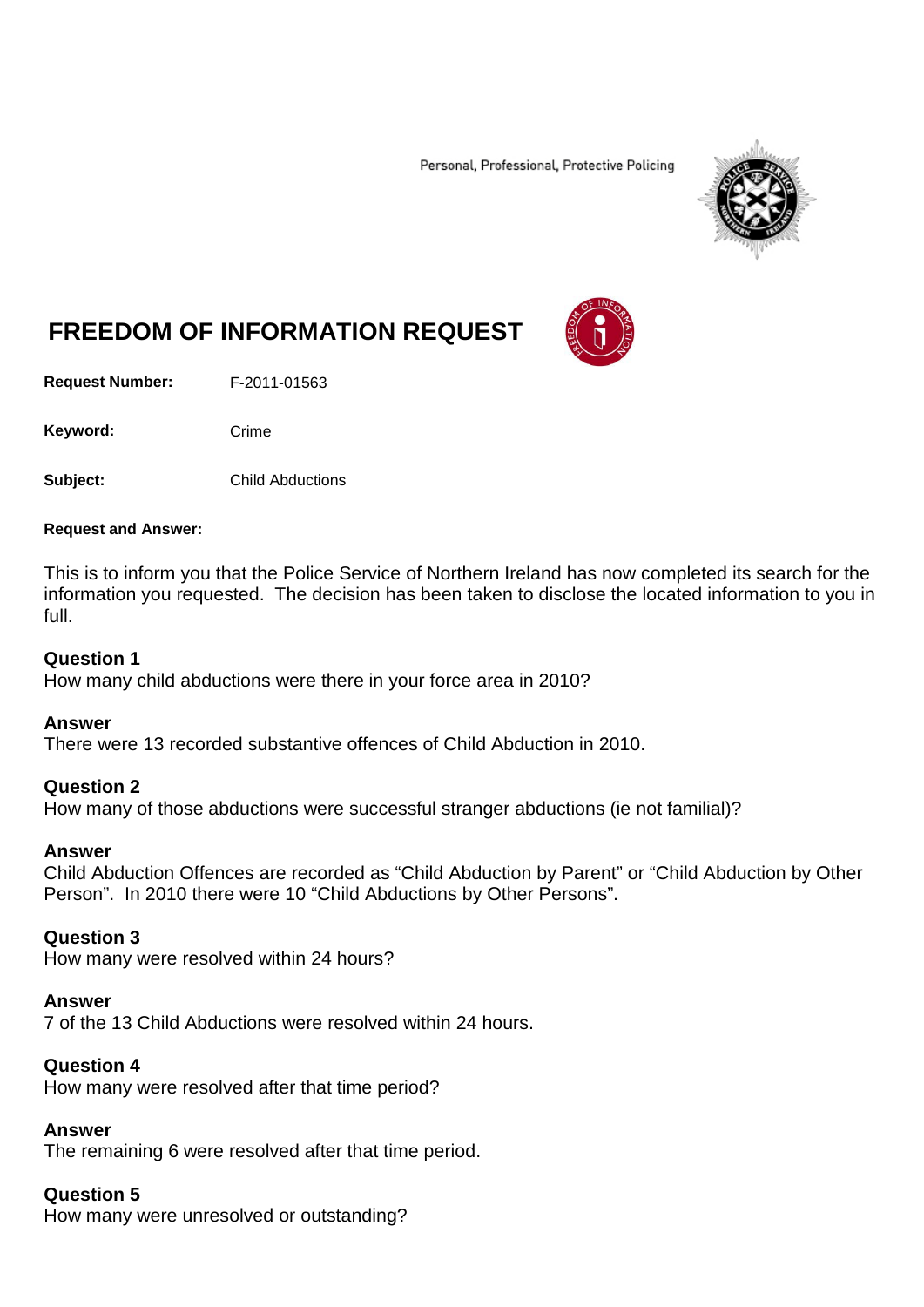Personal, Professional, Protective Policing

# FREEDOM OF INFORMATION REQUEST

**Request Number:** F-2011-01563

**Keyword:** Crime

**Subject:** Child Abductions

**Request and Answer:**

This is to inform you that the Police Service of Northern Ireland has now completed its search for the information you requested. The decision has been taken to disclose the located information to you in full.

**Question 1**
How many child abductions were there in your force area in 2010?

**Answer**
There were 13 recorded substantive offences of Child Abduction in 2010.

**Question 2**
How many of those abductions were successful stranger abductions (ie not familial)?

**Answer**
Child Abduction Offences are recorded as "Child Abduction by Parent" or "Child Abduction by Other Person". In 2010 there were 10 "Child Abductions by Other Persons".

**Question 3**
How many were resolved within 24 hours?

**Answer**
7 of the 13 Child Abductions were resolved within 24 hours.

**Question 4**
How many were resolved after that time period?

**Answer**
The remaining 6 were resolved after that time period.

**Question 5**
How many were unresolved or outstanding?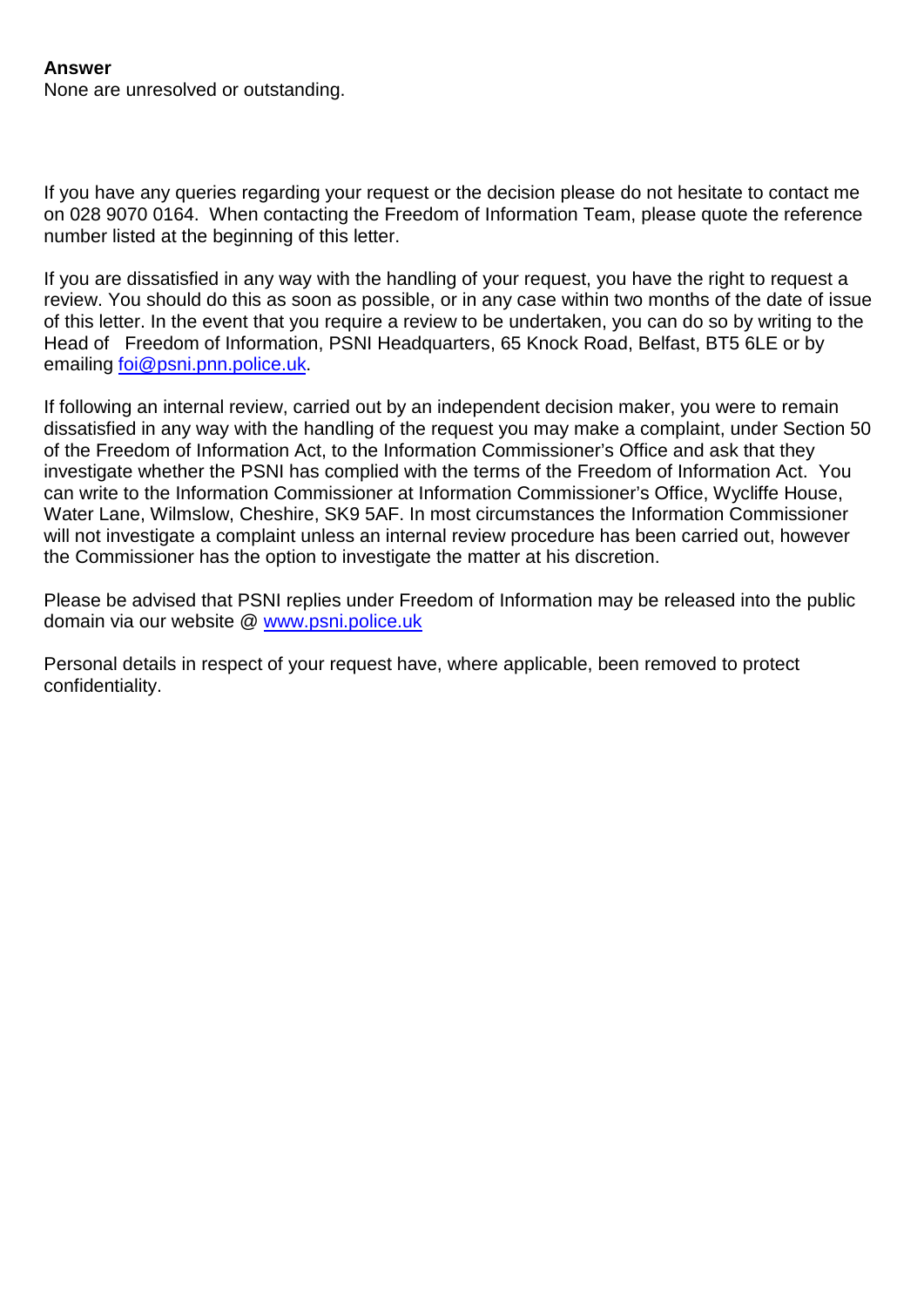**Answer**
None are unresolved or outstanding.

If you have any queries regarding your request or the decision please do not hesitate to contact me on 028 9070 0164. When contacting the Freedom of Information Team, please quote the reference number listed at the beginning of this letter.

If you are dissatisfied in any way with the handling of your request, you have the right to request a review. You should do this as soon as possible, or in any case within two months of the date of issue of this letter. In the event that you require a review to be undertaken, you can do so by writing to the Head of Freedom of Information, PSNI Headquarters, 65 Knock Road, Belfast, BT5 6LE or by emailing [foi@psni.pnn.police.uk](mailto:foi@psni.pnn.police.uk).

If following an internal review, carried out by an independent decision maker, you were to remain dissatisfied in any way with the handling of the request you may make a complaint, under Section 50 of the Freedom of Information Act, to the Information Commissioner's Office and ask that they investigate whether the PSNI has complied with the terms of the Freedom of Information Act. You can write to the Information Commissioner at Information Commissioner's Office, Wycliffe House, Water Lane, Wilmslow, Cheshire, SK9 5AF. In most circumstances the Information Commissioner will not investigate a complaint unless an internal review procedure has been carried out, however the Commissioner has the option to investigate the matter at his discretion.

Please be advised that PSNI replies under Freedom of Information may be released into the public domain via our website @ [www.psni.police.uk](http://www.psni.police.uk)

Personal details in respect of your request have, where applicable, been removed to protect confidentiality.